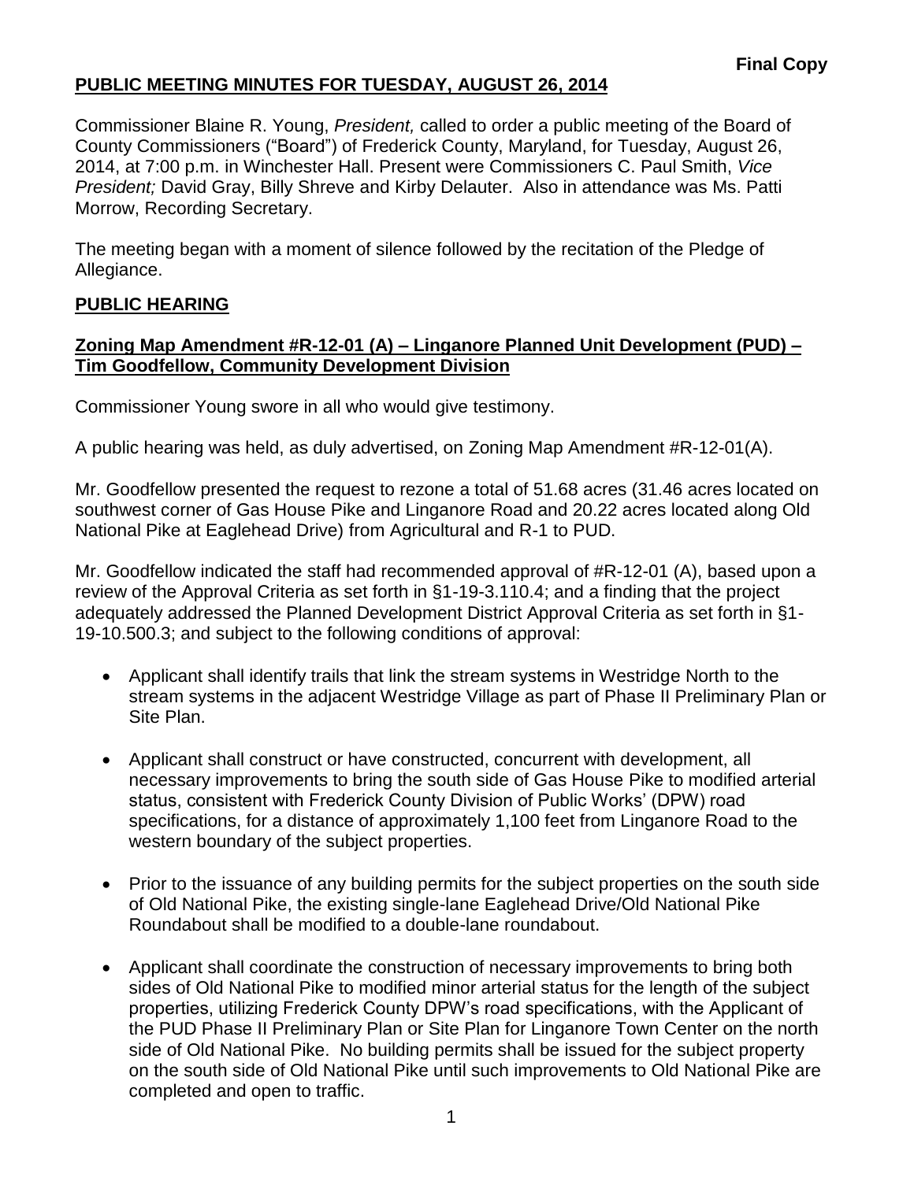**Final Copy**

# PUBLIC MEETING MINUTES FOR TUESDAY, AUGUST 26, 2014

Commissioner Blaine R. Young, *President,* called to order a public meeting of the Board of County Commissioners ("Board") of Frederick County, Maryland, for Tuesday, August 26, 2014, at 7:00 p.m. in Winchester Hall. Present were Commissioners C. Paul Smith, *Vice President;* David Gray, Billy Shreve and Kirby Delauter. Also in attendance was Ms. Patti Morrow, Recording Secretary.

The meeting began with a moment of silence followed by the recitation of the Pledge of Allegiance.

## PUBLIC HEARING

### Zoning Map Amendment #R-12-01 (A) – Linganore Planned Unit Development (PUD) – Tim Goodfellow, Community Development Division

Commissioner Young swore in all who would give testimony.

A public hearing was held, as duly advertised, on Zoning Map Amendment #R-12-01(A).

Mr. Goodfellow presented the request to rezone a total of 51.68 acres (31.46 acres located on southwest corner of Gas House Pike and Linganore Road and 20.22 acres located along Old National Pike at Eaglehead Drive) from Agricultural and R-1 to PUD.

Mr. Goodfellow indicated the staff had recommended approval of #R-12-01 (A), based upon a review of the Approval Criteria as set forth in §1-19-3.110.4; and a finding that the project adequately addressed the Planned Development District Approval Criteria as set forth in §1-19-10.500.3; and subject to the following conditions of approval:

- Applicant shall identify trails that link the stream systems in Westridge North to the stream systems in the adjacent Westridge Village as part of Phase II Preliminary Plan or Site Plan.
- Applicant shall construct or have constructed, concurrent with development, all necessary improvements to bring the south side of Gas House Pike to modified arterial status, consistent with Frederick County Division of Public Works' (DPW) road specifications, for a distance of approximately 1,100 feet from Linganore Road to the western boundary of the subject properties.
- Prior to the issuance of any building permits for the subject properties on the south side of Old National Pike, the existing single-lane Eaglehead Drive/Old National Pike Roundabout shall be modified to a double-lane roundabout.
- Applicant shall coordinate the construction of necessary improvements to bring both sides of Old National Pike to modified minor arterial status for the length of the subject properties, utilizing Frederick County DPW's road specifications, with the Applicant of the PUD Phase II Preliminary Plan or Site Plan for Linganore Town Center on the north side of Old National Pike. No building permits shall be issued for the subject property on the south side of Old National Pike until such improvements to Old National Pike are completed and open to traffic.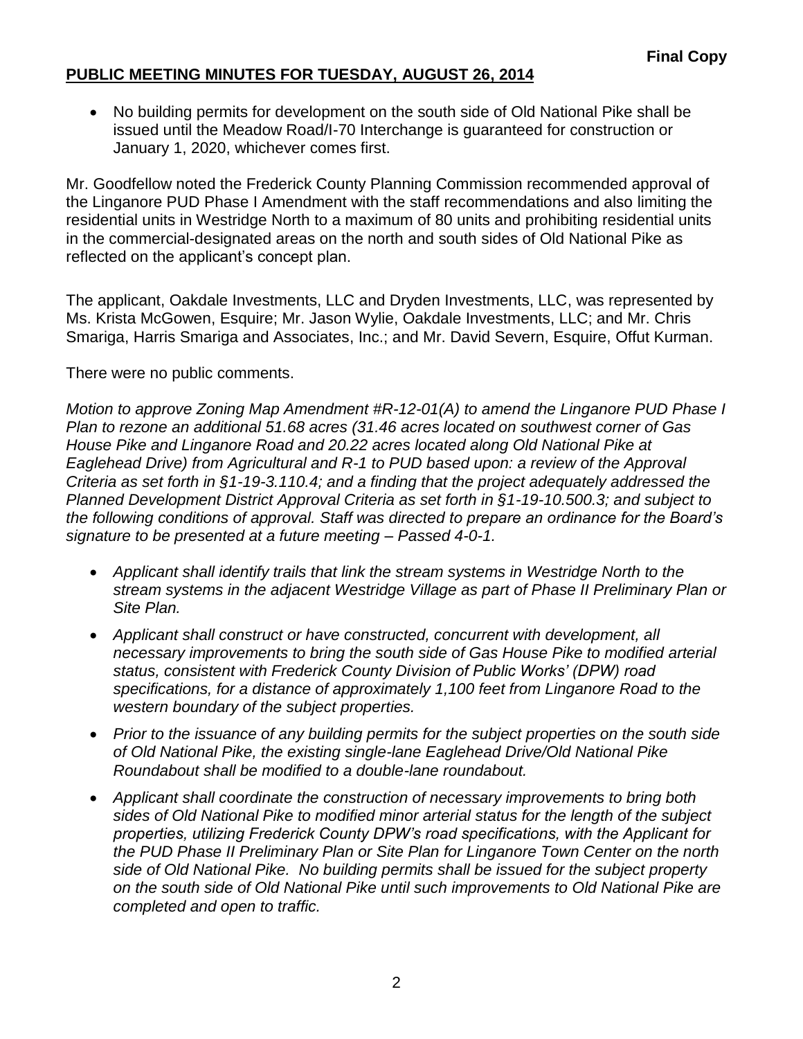**Final Copy**

**PUBLIC MEETING MINUTES FOR TUESDAY, AUGUST 26, 2014**

- No building permits for development on the south side of Old National Pike shall be issued until the Meadow Road/I-70 Interchange is guaranteed for construction or January 1, 2020, whichever comes first.

Mr. Goodfellow noted the Frederick County Planning Commission recommended approval of the Linganore PUD Phase I Amendment with the staff recommendations and also limiting the residential units in Westridge North to a maximum of 80 units and prohibiting residential units in the commercial-designated areas on the north and south sides of Old National Pike as reflected on the applicant's concept plan.

The applicant, Oakdale Investments, LLC and Dryden Investments, LLC, was represented by Ms. Krista McGowen, Esquire; Mr. Jason Wylie, Oakdale Investments, LLC; and Mr. Chris Smariga, Harris Smariga and Associates, Inc.; and Mr. David Severn, Esquire, Offut Kurman.

There were no public comments.

*Motion to approve Zoning Map Amendment #R-12-01(A) to amend the Linganore PUD Phase I Plan to rezone an additional 51.68 acres (31.46 acres located on southwest corner of Gas House Pike and Linganore Road and 20.22 acres located along Old National Pike at Eaglehead Drive) from Agricultural and R-1 to PUD based upon: a review of the Approval Criteria as set forth in §1-19-3.110.4; and a finding that the project adequately addressed the Planned Development District Approval Criteria as set forth in §1-19-10.500.3; and subject to the following conditions of approval. Staff was directed to prepare an ordinance for the Board's signature to be presented at a future meeting – Passed 4-0-1.*

- *Applicant shall identify trails that link the stream systems in Westridge North to the stream systems in the adjacent Westridge Village as part of Phase II Preliminary Plan or Site Plan.*
- *Applicant shall construct or have constructed, concurrent with development, all necessary improvements to bring the south side of Gas House Pike to modified arterial status, consistent with Frederick County Division of Public Works' (DPW) road specifications, for a distance of approximately 1,100 feet from Linganore Road to the western boundary of the subject properties.*
- *Prior to the issuance of any building permits for the subject properties on the south side of Old National Pike, the existing single-lane Eaglehead Drive/Old National Pike Roundabout shall be modified to a double-lane roundabout.*
- *Applicant shall coordinate the construction of necessary improvements to bring both sides of Old National Pike to modified minor arterial status for the length of the subject properties, utilizing Frederick County DPW's road specifications, with the Applicant for the PUD Phase II Preliminary Plan or Site Plan for Linganore Town Center on the north side of Old National Pike. No building permits shall be issued for the subject property on the south side of Old National Pike until such improvements to Old National Pike are completed and open to traffic.*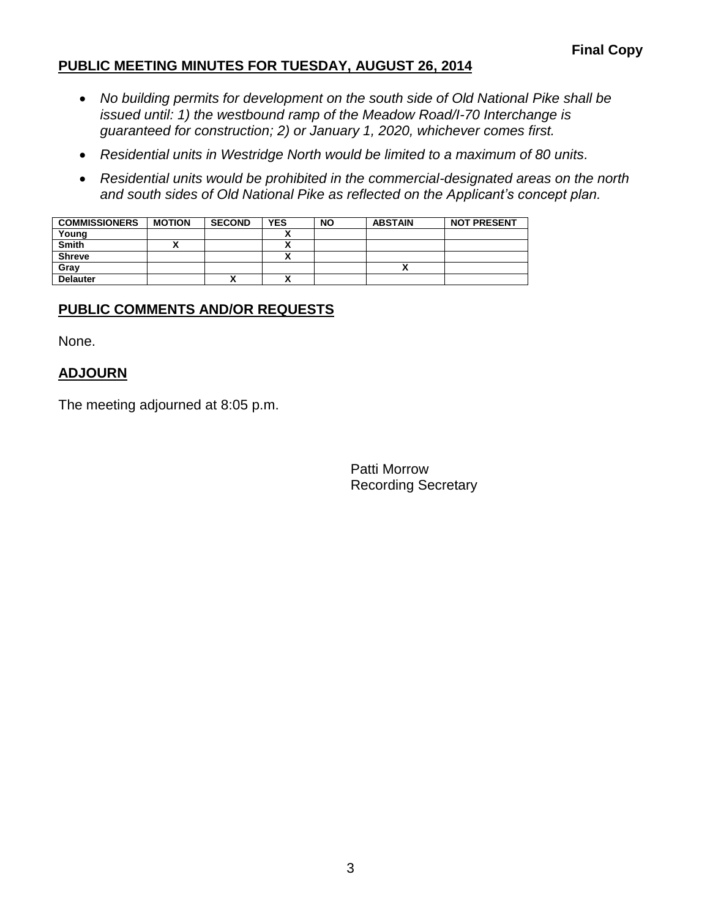**Final Copy**

**PUBLIC MEETING MINUTES FOR TUESDAY, AUGUST 26, 2014**

- *No building permits for development on the south side of Old National Pike shall be issued until: 1) the westbound ramp of the Meadow Road/I-70 Interchange is guaranteed for construction; 2) or January 1, 2020, whichever comes first.*
- *Residential units in Westridge North would be limited to a maximum of 80 units.*
- *Residential units would be prohibited in the commercial-designated areas on the north and south sides of Old National Pike as reflected on the Applicant's concept plan.*

| COMMISSIONERS | MOTION | SECOND | YES | NO | ABSTAIN | NOT PRESENT |
|---|---|---|---|---|---|---|
| Young | | | X | | | |
| Smith | X | | X | | | |
| Shreve | | | X | | | |
| Gray | | | | | X | |
| Delauter | | X | X | | | |

## PUBLIC COMMENTS AND/OR REQUESTS

None.

## ADJOURN

The meeting adjourned at 8:05 p.m.

Patti Morrow
Recording Secretary